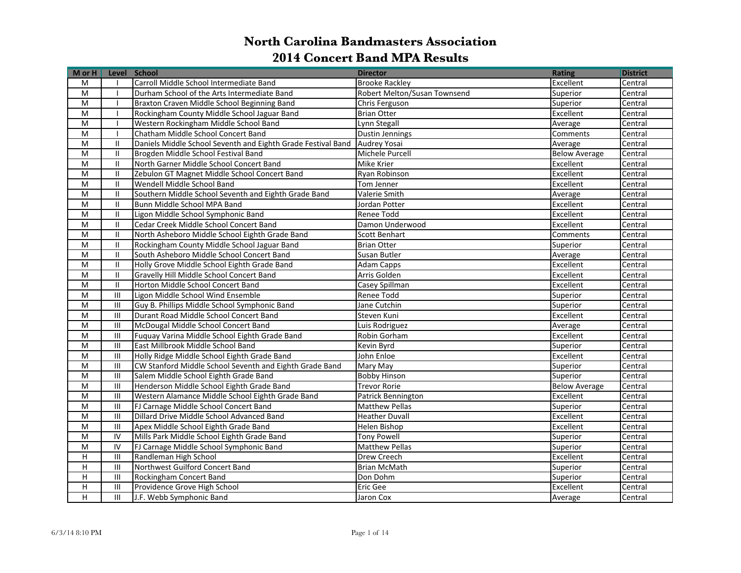# North Carolina Bandmasters Association
## 2014 Concert Band MPA Results

| M or H | Level | School | Director | Rating | District |
|---|---|---|---|---|---|
| M | I | Carroll Middle School Intermediate Band | Brooke Rackley | Excellent | Central |
| M | I | Durham School of the Arts Intermediate Band | Robert Melton/Susan Townsend | Superior | Central |
| M | I | Braxton Craven Middle School Beginning Band | Chris Ferguson | Superior | Central |
| M | I | Rockingham County Middle School Jaguar Band | Brian Otter | Excellent | Central |
| M | I | Western Rockingham Middle School Band | Lynn Stegall | Average | Central |
| M | I | Chatham Middle School Concert Band | Dustin Jennings | Comments | Central |
| M | II | Daniels Middle School Seventh and Eighth Grade Festival Band | Audrey Yosai | Average | Central |
| M | II | Brogden Middle School Festival Band | Michele Purcell | Below Average | Central |
| M | II | North Garner Middle School Concert Band | Mike Krier | Excellent | Central |
| M | II | Zebulon GT Magnet Middle School Concert Band | Ryan Robinson | Excellent | Central |
| M | II | Wendell Middle School Band | Tom Jenner | Excellent | Central |
| M | II | Southern Middle School Seventh and Eighth Grade Band | Valerie Smith | Average | Central |
| M | II | Bunn Middle School MPA Band | Jordan Potter | Excellent | Central |
| M | II | Ligon Middle School Symphonic Band | Renee Todd | Excellent | Central |
| M | II | Cedar Creek Middle School Concert Band | Damon Underwood | Excellent | Central |
| M | II | North Asheboro Middle School Eighth Grade Band | Scott Benhart | Comments | Central |
| M | II | Rockingham County Middle School Jaguar Band | Brian Otter | Superior | Central |
| M | II | South Asheboro Middle School Concert Band | Susan Butler | Average | Central |
| M | II | Holly Grove Middle School Eighth Grade Band | Adam Capps | Excellent | Central |
| M | II | Gravelly Hill Middle School Concert Band | Arris Golden | Excellent | Central |
| M | II | Horton Middle School Concert Band | Casey Spillman | Excellent | Central |
| M | III | Ligon Middle School Wind Ensemble | Renee Todd | Superior | Central |
| M | III | Guy B. Phillips Middle School Symphonic Band | Jane Cutchin | Superior | Central |
| M | III | Durant Road Middle School Concert Band | Steven Kuni | Excellent | Central |
| M | III | McDougal Middle School Concert Band | Luis Rodriguez | Average | Central |
| M | III | Fuquay Varina Middle School Eighth Grade Band | Robin Gorham | Excellent | Central |
| M | III | East Millbrook Middle School Band | Kevin Byrd | Superior | Central |
| M | III | Holly Ridge Middle School Eighth Grade Band | John Enloe | Excellent | Central |
| M | III | CW Stanford Middle School Seventh and Eighth Grade Band | Mary May | Superior | Central |
| M | III | Salem Middle School Eighth Grade Band | Bobby Hinson | Superior | Central |
| M | III | Henderson Middle School Eighth Grade Band | Trevor Rorie | Below Average | Central |
| M | III | Western Alamance Middle School Eighth Grade Band | Patrick Bennington | Excellent | Central |
| M | III | FJ Carnage Middle School Concert Band | Matthew Pellas | Superior | Central |
| M | III | Dillard Drive Middle School Advanced Band | Heather Duvall | Excellent | Central |
| M | III | Apex Middle School Eighth Grade Band | Helen Bishop | Excellent | Central |
| M | IV | Mills Park Middle School Eighth Grade Band | Tony Powell | Superior | Central |
| M | IV | FJ Carnage Middle School Symphonic Band | Matthew Pellas | Superior | Central |
| H | III | Randleman High School | Drew Creech | Excellent | Central |
| H | III | Northwest Guilford Concert Band | Brian McMath | Superior | Central |
| H | III | Rockingham Concert Band | Don Dohm | Superior | Central |
| H | III | Providence Grove High School | Eric Gee | Excellent | Central |
| H | III | J.F. Webb Symphonic Band | Jaron Cox | Average | Central |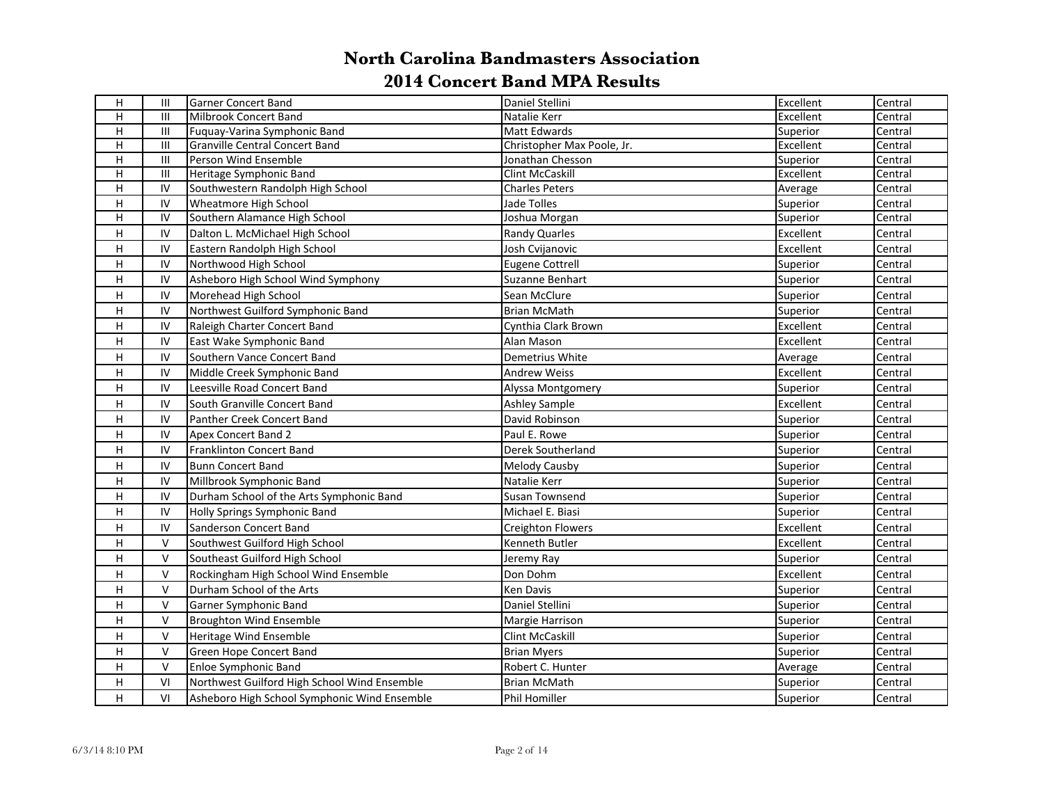# North Carolina Bandmasters Association
## 2014 Concert Band MPA Results

| | | | | | |
|---|---|---|---|---|---|
| H | III | Garner Concert Band | Daniel Stellini | Excellent | Central |
| H | III | Milbrook Concert Band | Natalie Kerr | Excellent | Central |
| H | III | Fuquay-Varina Symphonic Band | Matt Edwards | Superior | Central |
| H | III | Granville Central Concert Band | Christopher Max Poole, Jr. | Excellent | Central |
| H | III | Person Wind Ensemble | Jonathan Chesson | Superior | Central |
| H | III | Heritage Symphonic Band | Clint McCaskill | Excellent | Central |
| H | IV | Southwestern Randolph High School | Charles Peters | Average | Central |
| H | IV | Wheatmore High School | Jade Tolles | Superior | Central |
| H | IV | Southern Alamance High School | Joshua Morgan | Superior | Central |
| H | IV | Dalton L. McMichael High School | Randy Quarles | Excellent | Central |
| H | IV | Eastern Randolph High School | Josh Cvijanovic | Excellent | Central |
| H | IV | Northwood High School | Eugene Cottrell | Superior | Central |
| H | IV | Asheboro High School Wind Symphony | Suzanne Benhart | Superior | Central |
| H | IV | Morehead High School | Sean McClure | Superior | Central |
| H | IV | Northwest Guilford Symphonic Band | Brian McMath | Superior | Central |
| H | IV | Raleigh Charter Concert Band | Cynthia Clark Brown | Excellent | Central |
| H | IV | East Wake Symphonic Band | Alan Mason | Excellent | Central |
| H | IV | Southern Vance Concert Band | Demetrius White | Average | Central |
| H | IV | Middle Creek Symphonic Band | Andrew Weiss | Excellent | Central |
| H | IV | Leesville Road Concert Band | Alyssa Montgomery | Superior | Central |
| H | IV | South Granville Concert Band | Ashley Sample | Excellent | Central |
| H | IV | Panther Creek Concert Band | David Robinson | Superior | Central |
| H | IV | Apex Concert Band 2 | Paul E. Rowe | Superior | Central |
| H | IV | Franklinton Concert Band | Derek Southerland | Superior | Central |
| H | IV | Bunn Concert Band | Melody Causby | Superior | Central |
| H | IV | Millbrook Symphonic Band | Natalie Kerr | Superior | Central |
| H | IV | Durham School of the Arts Symphonic Band | Susan Townsend | Superior | Central |
| H | IV | Holly Springs Symphonic Band | Michael E. Biasi | Superior | Central |
| H | IV | Sanderson Concert Band | Creighton Flowers | Excellent | Central |
| H | V | Southwest Guilford High School | Kenneth Butler | Excellent | Central |
| H | V | Southeast Guilford High School | Jeremy Ray | Superior | Central |
| H | V | Rockingham High School Wind Ensemble | Don Dohm | Excellent | Central |
| H | V | Durham School of the Arts | Ken Davis | Superior | Central |
| H | V | Garner Symphonic Band | Daniel Stellini | Superior | Central |
| H | V | Broughton Wind Ensemble | Margie Harrison | Superior | Central |
| H | V | Heritage Wind Ensemble | Clint McCaskill | Superior | Central |
| H | V | Green Hope Concert Band | Brian Myers | Superior | Central |
| H | V | Enloe Symphonic Band | Robert C. Hunter | Average | Central |
| H | VI | Northwest Guilford High School Wind Ensemble | Brian McMath | Superior | Central |
| H | VI | Asheboro High School Symphonic Wind Ensemble | Phil Homiller | Superior | Central |

6/3/14 8:10 PM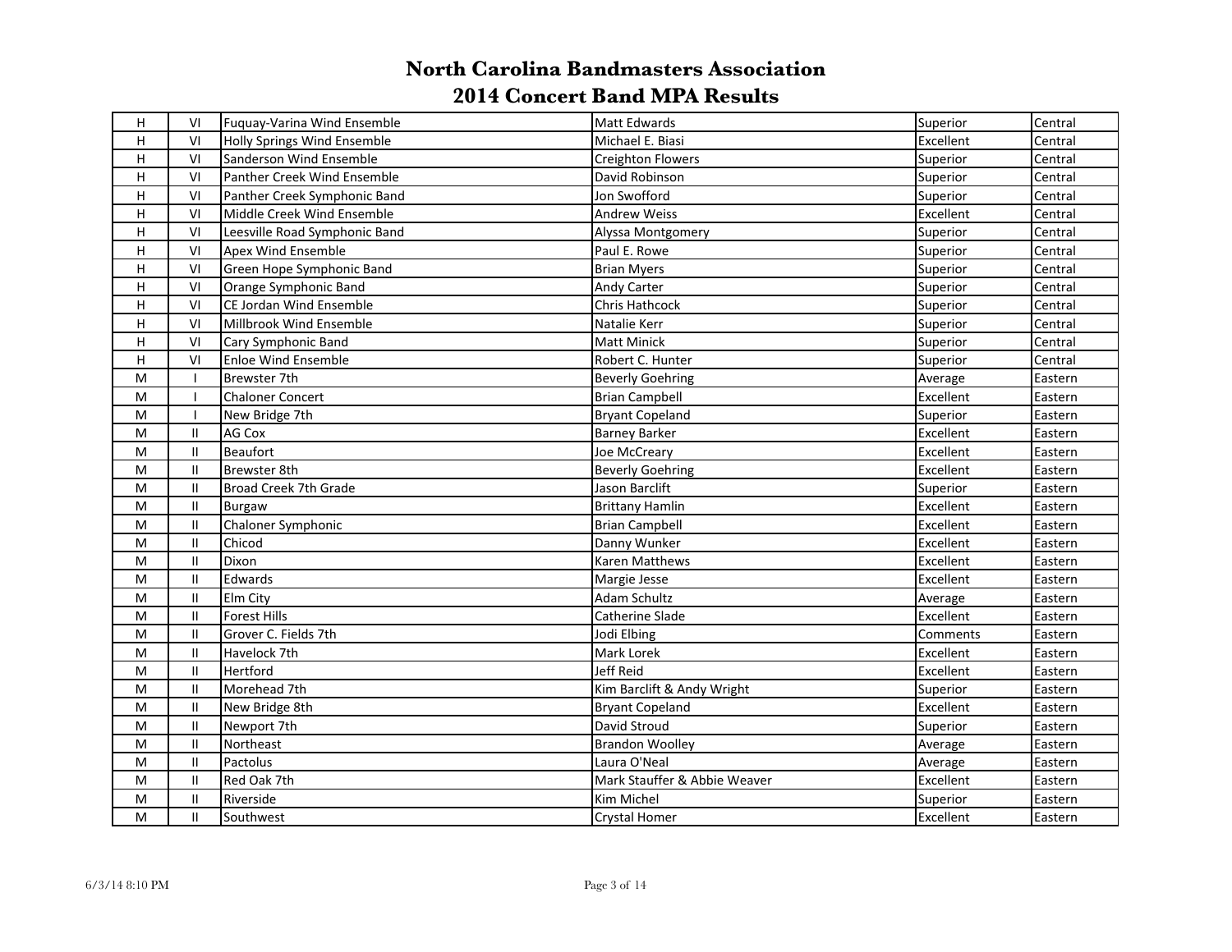# North Carolina Bandmasters Association
## 2014 Concert Band MPA Results

| | | | | | |
|---|---|---|---|---|---|
| H | VI | Fuquay-Varina Wind Ensemble | Matt Edwards | Superior | Central |
| H | VI | Holly Springs Wind Ensemble | Michael E. Biasi | Excellent | Central |
| H | VI | Sanderson Wind Ensemble | Creighton Flowers | Superior | Central |
| H | VI | Panther Creek Wind Ensemble | David Robinson | Superior | Central |
| H | VI | Panther Creek Symphonic Band | Jon Swofford | Superior | Central |
| H | VI | Middle Creek Wind Ensemble | Andrew Weiss | Excellent | Central |
| H | VI | Leesville Road Symphonic Band | Alyssa Montgomery | Superior | Central |
| H | VI | Apex Wind Ensemble | Paul E. Rowe | Superior | Central |
| H | VI | Green Hope Symphonic Band | Brian Myers | Superior | Central |
| H | VI | Orange Symphonic Band | Andy Carter | Superior | Central |
| H | VI | CE Jordan Wind Ensemble | Chris Hathcock | Superior | Central |
| H | VI | Millbrook Wind Ensemble | Natalie Kerr | Superior | Central |
| H | VI | Cary Symphonic Band | Matt Minick | Superior | Central |
| H | VI | Enloe Wind Ensemble | Robert C. Hunter | Superior | Central |
| M | I | Brewster 7th | Beverly Goehring | Average | Eastern |
| M | I | Chaloner Concert | Brian Campbell | Excellent | Eastern |
| M | I | New Bridge 7th | Bryant Copeland | Superior | Eastern |
| M | II | AG Cox | Barney Barker | Excellent | Eastern |
| M | II | Beaufort | Joe McCreary | Excellent | Eastern |
| M | II | Brewster 8th | Beverly Goehring | Excellent | Eastern |
| M | II | Broad Creek 7th Grade | Jason Barclift | Superior | Eastern |
| M | II | Burgaw | Brittany Hamlin | Excellent | Eastern |
| M | II | Chaloner Symphonic | Brian Campbell | Excellent | Eastern |
| M | II | Chicod | Danny Wunker | Excellent | Eastern |
| M | II | Dixon | Karen Matthews | Excellent | Eastern |
| M | II | Edwards | Margie Jesse | Excellent | Eastern |
| M | II | Elm City | Adam Schultz | Average | Eastern |
| M | II | Forest Hills | Catherine Slade | Excellent | Eastern |
| M | II | Grover C. Fields 7th | Jodi Elbing | Comments | Eastern |
| M | II | Havelock 7th | Mark Lorek | Excellent | Eastern |
| M | II | Hertford | Jeff Reid | Excellent | Eastern |
| M | II | Morehead 7th | Kim Barclift & Andy Wright | Superior | Eastern |
| M | II | New Bridge 8th | Bryant Copeland | Excellent | Eastern |
| M | II | Newport 7th | David Stroud | Superior | Eastern |
| M | II | Northeast | Brandon Woolley | Average | Eastern |
| M | II | Pactolus | Laura O'Neal | Average | Eastern |
| M | II | Red Oak 7th | Mark Stauffer & Abbie Weaver | Excellent | Eastern |
| M | II | Riverside | Kim Michel | Superior | Eastern |
| M | II | Southwest | Crystal Homer | Excellent | Eastern |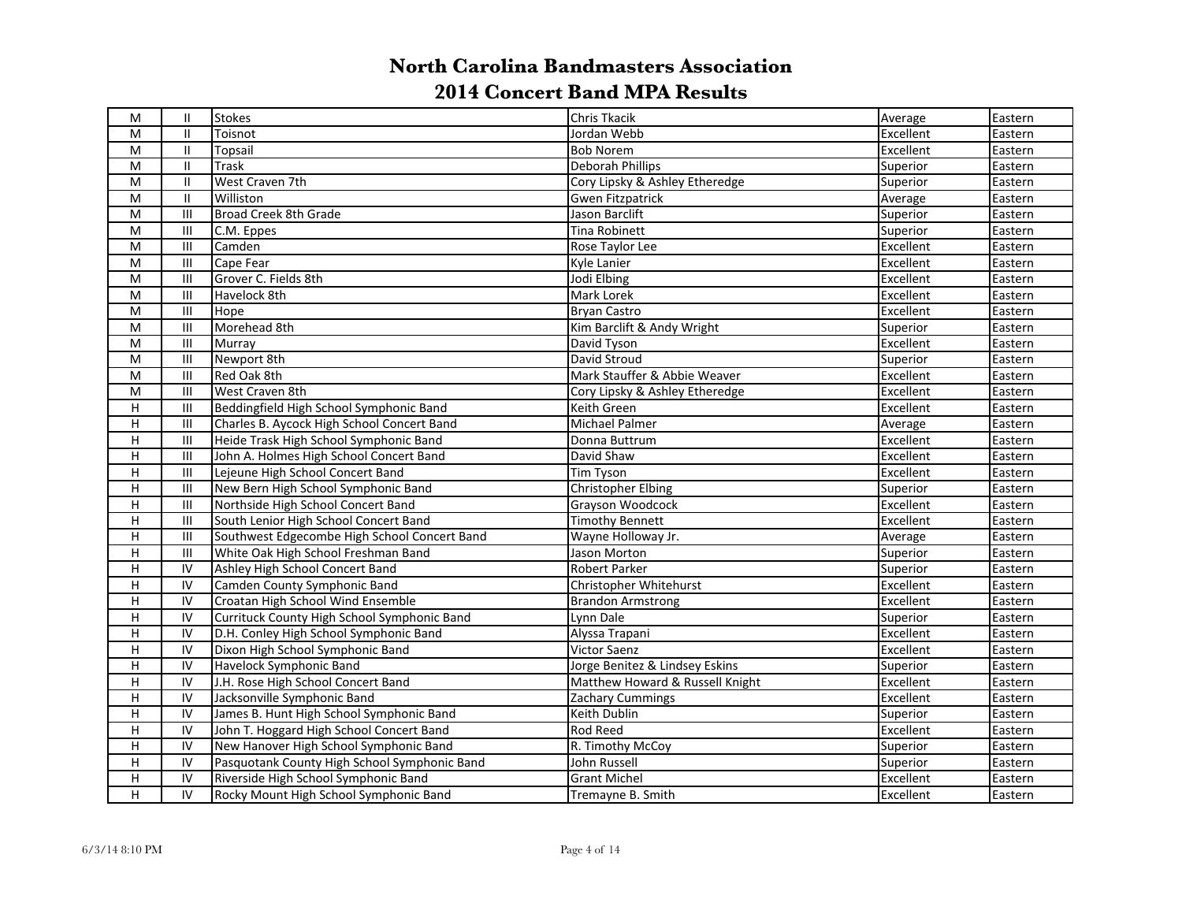# North Carolina Bandmasters Association
## 2014 Concert Band MPA Results

| | | | | | |
|---|---|---|---|---|---|
| M | II | Stokes | Chris Tkacik | Average | Eastern |
| M | II | Toisnot | Jordan Webb | Excellent | Eastern |
| M | II | Topsail | Bob Norem | Excellent | Eastern |
| M | II | Trask | Deborah Phillips | Superior | Eastern |
| M | II | West Craven 7th | Cory Lipsky & Ashley Etheredge | Superior | Eastern |
| M | II | Williston | Gwen Fitzpatrick | Average | Eastern |
| M | III | Broad Creek 8th Grade | Jason Barclift | Superior | Eastern |
| M | III | C.M. Eppes | Tina Robinett | Superior | Eastern |
| M | III | Camden | Rose Taylor Lee | Excellent | Eastern |
| M | III | Cape Fear | Kyle Lanier | Excellent | Eastern |
| M | III | Grover C. Fields 8th | Jodi Elbing | Excellent | Eastern |
| M | III | Havelock 8th | Mark Lorek | Excellent | Eastern |
| M | III | Hope | Bryan Castro | Excellent | Eastern |
| M | III | Morehead 8th | Kim Barclift & Andy Wright | Superior | Eastern |
| M | III | Murray | David Tyson | Excellent | Eastern |
| M | III | Newport 8th | David Stroud | Superior | Eastern |
| M | III | Red Oak 8th | Mark Stauffer & Abbie Weaver | Excellent | Eastern |
| M | III | West Craven 8th | Cory Lipsky & Ashley Etheredge | Excellent | Eastern |
| H | III | Beddingfield High School Symphonic Band | Keith Green | Excellent | Eastern |
| H | III | Charles B. Aycock High School Concert Band | Michael Palmer | Average | Eastern |
| H | III | Heide Trask High School Symphonic Band | Donna Buttrum | Excellent | Eastern |
| H | III | John A. Holmes High School Concert Band | David Shaw | Excellent | Eastern |
| H | III | Lejeune High School Concert Band | Tim Tyson | Excellent | Eastern |
| H | III | New Bern High School Symphonic Band | Christopher Elbing | Superior | Eastern |
| H | III | Northside High School Concert Band | Grayson Woodcock | Excellent | Eastern |
| H | III | South Lenior High School Concert Band | Timothy Bennett | Excellent | Eastern |
| H | III | Southwest Edgecombe High School Concert Band | Wayne Holloway Jr. | Average | Eastern |
| H | III | White Oak High School Freshman Band | Jason Morton | Superior | Eastern |
| H | IV | Ashley High School Concert Band | Robert Parker | Superior | Eastern |
| H | IV | Camden County Symphonic Band | Christopher Whitehurst | Excellent | Eastern |
| H | IV | Croatan High School Wind Ensemble | Brandon Armstrong | Excellent | Eastern |
| H | IV | Currituck County High School Symphonic Band | Lynn Dale | Superior | Eastern |
| H | IV | D.H. Conley High School Symphonic Band | Alyssa Trapani | Excellent | Eastern |
| H | IV | Dixon High School Symphonic Band | Victor Saenz | Excellent | Eastern |
| H | IV | Havelock Symphonic Band | Jorge Benitez & Lindsey Eskins | Superior | Eastern |
| H | IV | J.H. Rose High School Concert Band | Matthew Howard & Russell Knight | Excellent | Eastern |
| H | IV | Jacksonville Symphonic Band | Zachary Cummings | Excellent | Eastern |
| H | IV | James B. Hunt High School Symphonic Band | Keith Dublin | Superior | Eastern |
| H | IV | John T. Hoggard High School Concert Band | Rod Reed | Excellent | Eastern |
| H | IV | New Hanover High School Symphonic Band | R. Timothy McCoy | Superior | Eastern |
| H | IV | Pasquotank County High School Symphonic Band | John Russell | Superior | Eastern |
| H | IV | Riverside High School Symphonic Band | Grant Michel | Excellent | Eastern |
| H | IV | Rocky Mount High School Symphonic Band | Tremayne B. Smith | Excellent | Eastern |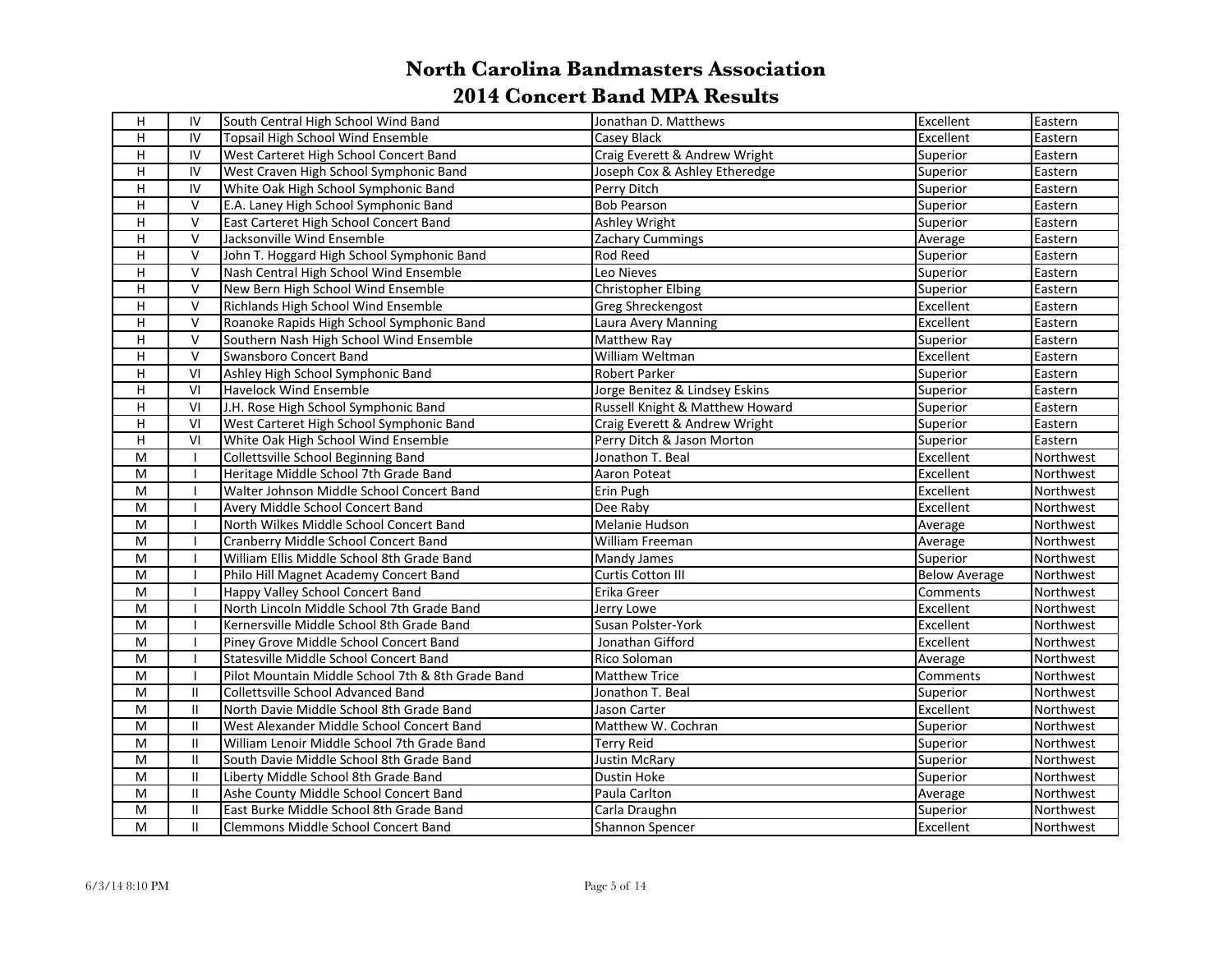# North Carolina Bandmasters Association

## 2014 Concert Band MPA Results

| | | | | | |
|---|---|---|---|---|---|
| H | IV | South Central High School Wind Band | Jonathan D. Matthews | Excellent | Eastern |
| H | IV | Topsail High School Wind Ensemble | Casey Black | Excellent | Eastern |
| H | IV | West Carteret High School Concert Band | Craig Everett & Andrew Wright | Superior | Eastern |
| H | IV | West Craven High School Symphonic Band | Joseph Cox & Ashley Etheredge | Superior | Eastern |
| H | IV | White Oak High School Symphonic Band | Perry Ditch | Superior | Eastern |
| H | V | E.A. Laney High School Symphonic Band | Bob Pearson | Superior | Eastern |
| H | V | East Carteret High School Concert Band | Ashley Wright | Superior | Eastern |
| H | V | Jacksonville Wind Ensemble | Zachary Cummings | Average | Eastern |
| H | V | John T. Hoggard High School Symphonic Band | Rod Reed | Superior | Eastern |
| H | V | Nash Central High School Wind Ensemble | Leo Nieves | Superior | Eastern |
| H | V | New Bern High School Wind Ensemble | Christopher Elbing | Superior | Eastern |
| H | V | Richlands High School Wind Ensemble | Greg Shreckengost | Excellent | Eastern |
| H | V | Roanoke Rapids High School Symphonic Band | Laura Avery Manning | Excellent | Eastern |
| H | V | Southern Nash High School Wind Ensemble | Matthew Ray | Superior | Eastern |
| H | V | Swansboro Concert Band | William Weltman | Excellent | Eastern |
| H | VI | Ashley High School Symphonic Band | Robert Parker | Superior | Eastern |
| H | VI | Havelock Wind Ensemble | Jorge Benitez & Lindsey Eskins | Superior | Eastern |
| H | VI | J.H. Rose High School Symphonic Band | Russell Knight & Matthew Howard | Superior | Eastern |
| H | VI | West Carteret High School Symphonic Band | Craig Everett & Andrew Wright | Superior | Eastern |
| H | VI | White Oak High School Wind Ensemble | Perry Ditch & Jason Morton | Superior | Eastern |
| M | I | Collettsville School Beginning Band | Jonathon T. Beal | Excellent | Northwest |
| M | I | Heritage Middle School 7th Grade Band | Aaron Poteat | Excellent | Northwest |
| M | I | Walter Johnson Middle School Concert Band | Erin Pugh | Excellent | Northwest |
| M | I | Avery Middle School Concert Band | Dee Raby | Excellent | Northwest |
| M | I | North Wilkes Middle School Concert Band | Melanie Hudson | Average | Northwest |
| M | I | Cranberry Middle School Concert Band | William Freeman | Average | Northwest |
| M | I | William Ellis Middle School 8th Grade Band | Mandy James | Superior | Northwest |
| M | I | Philo Hill Magnet Academy Concert Band | Curtis Cotton III | Below Average | Northwest |
| M | I | Happy Valley School Concert Band | Erika Greer | Comments | Northwest |
| M | I | North Lincoln Middle School 7th Grade Band | Jerry Lowe | Excellent | Northwest |
| M | I | Kernersville Middle School 8th Grade Band | Susan Polster-York | Excellent | Northwest |
| M | I | Piney Grove Middle School Concert Band | Jonathan Gifford | Excellent | Northwest |
| M | I | Statesville Middle School Concert Band | Rico Soloman | Average | Northwest |
| M | I | Pilot Mountain Middle School 7th & 8th Grade Band | Matthew Trice | Comments | Northwest |
| M | II | Collettsville School Advanced Band | Jonathon T. Beal | Superior | Northwest |
| M | II | North Davie Middle School 8th Grade Band | Jason Carter | Excellent | Northwest |
| M | II | West Alexander Middle School Concert Band | Matthew W. Cochran | Superior | Northwest |
| M | II | William Lenoir Middle School 7th Grade Band | Terry Reid | Superior | Northwest |
| M | II | South Davie Middle School 8th Grade Band | Justin McRary | Superior | Northwest |
| M | II | Liberty Middle School 8th Grade Band | Dustin Hoke | Superior | Northwest |
| M | II | Ashe County Middle School Concert Band | Paula Carlton | Average | Northwest |
| M | II | East Burke Middle School 8th Grade Band | Carla Draughn | Superior | Northwest |
| M | II | Clemmons Middle School Concert Band | Shannon Spencer | Excellent | Northwest |

6/3/14 8:10 PM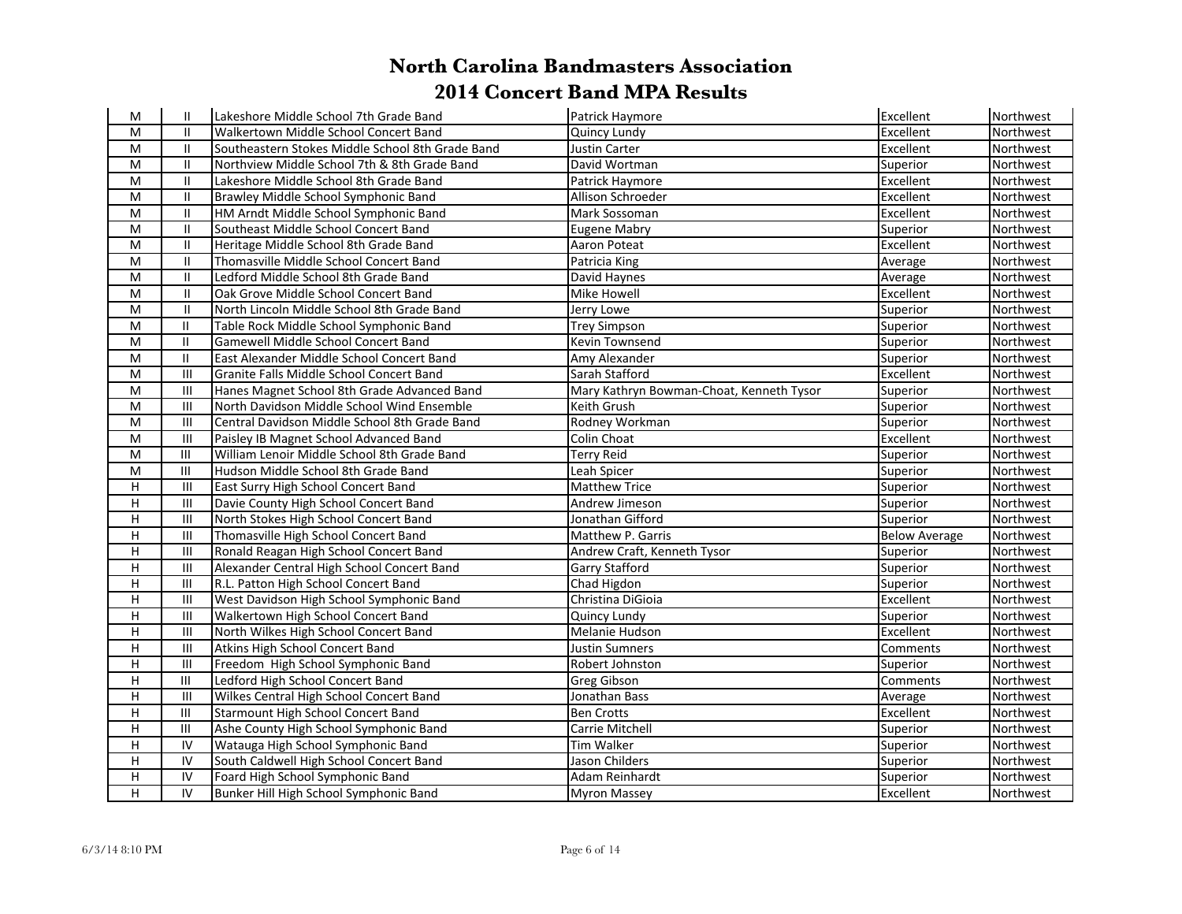# North Carolina Bandmasters Association

## 2014 Concert Band MPA Results

| M | II | Lakeshore Middle School 7th Grade Band | Patrick Haymore | Excellent | Northwest |
|---|---|---|---|---|---|
| M | II | Walkertown Middle School Concert Band | Quincy Lundy | Excellent | Northwest |
| M | II | Southeastern Stokes Middle School 8th Grade Band | Justin Carter | Excellent | Northwest |
| M | II | Northview Middle School 7th & 8th Grade Band | David Wortman | Superior | Northwest |
| M | II | Lakeshore Middle School 8th Grade Band | Patrick Haymore | Excellent | Northwest |
| M | II | Brawley Middle School Symphonic Band | Allison Schroeder | Excellent | Northwest |
| M | II | HM Arndt Middle School Symphonic Band | Mark Sossoman | Excellent | Northwest |
| M | II | Southeast Middle School Concert Band | Eugene Mabry | Superior | Northwest |
| M | II | Heritage Middle School 8th Grade Band | Aaron Poteat | Excellent | Northwest |
| M | II | Thomasville Middle School Concert Band | Patricia King | Average | Northwest |
| M | II | Ledford Middle School 8th Grade Band | David Haynes | Average | Northwest |
| M | II | Oak Grove Middle School Concert Band | Mike Howell | Excellent | Northwest |
| M | II | North Lincoln Middle School 8th Grade Band | Jerry Lowe | Superior | Northwest |
| M | II | Table Rock Middle School Symphonic Band | Trey Simpson | Superior | Northwest |
| M | II | Gamewell Middle School Concert Band | Kevin Townsend | Superior | Northwest |
| M | II | East Alexander Middle School Concert Band | Amy Alexander | Superior | Northwest |
| M | III | Granite Falls Middle School Concert Band | Sarah Stafford | Excellent | Northwest |
| M | III | Hanes Magnet School 8th Grade Advanced Band | Mary Kathryn Bowman-Choat, Kenneth Tysor | Superior | Northwest |
| M | III | North Davidson Middle School Wind Ensemble | Keith Grush | Superior | Northwest |
| M | III | Central Davidson Middle School 8th Grade Band | Rodney Workman | Superior | Northwest |
| M | III | Paisley IB Magnet School Advanced Band | Colin Choat | Excellent | Northwest |
| M | III | William Lenoir Middle School 8th Grade Band | Terry Reid | Superior | Northwest |
| M | III | Hudson Middle School 8th Grade Band | Leah Spicer | Superior | Northwest |
| H | III | East Surry High School Concert Band | Matthew Trice | Superior | Northwest |
| H | III | Davie County High School Concert Band | Andrew Jimeson | Superior | Northwest |
| H | III | North Stokes High School Concert Band | Jonathan Gifford | Superior | Northwest |
| H | III | Thomasville High School Concert Band | Matthew P. Garris | Below Average | Northwest |
| H | III | Ronald Reagan High School Concert Band | Andrew Craft, Kenneth Tysor | Superior | Northwest |
| H | III | Alexander Central High School Concert Band | Garry Stafford | Superior | Northwest |
| H | III | R.L. Patton High School Concert Band | Chad Higdon | Superior | Northwest |
| H | III | West Davidson High School Symphonic Band | Christina DiGioia | Excellent | Northwest |
| H | III | Walkertown High School Concert Band | Quincy Lundy | Superior | Northwest |
| H | III | North Wilkes High School Concert Band | Melanie Hudson | Excellent | Northwest |
| H | III | Atkins High School Concert Band | Justin Sumners | Comments | Northwest |
| H | III | Freedom High School Symphonic Band | Robert Johnston | Superior | Northwest |
| H | III | Ledford High School Concert Band | Greg Gibson | Comments | Northwest |
| H | III | Wilkes Central High School Concert Band | Jonathan Bass | Average | Northwest |
| H | III | Starmount High School Concert Band | Ben Crotts | Excellent | Northwest |
| H | III | Ashe County High School Symphonic Band | Carrie Mitchell | Superior | Northwest |
| H | IV | Watauga High School Symphonic Band | Tim Walker | Superior | Northwest |
| H | IV | South Caldwell High School Concert Band | Jason Childers | Superior | Northwest |
| H | IV | Foard High School Symphonic Band | Adam Reinhardt | Superior | Northwest |
| H | IV | Bunker Hill High School Symphonic Band | Myron Massey | Excellent | Northwest |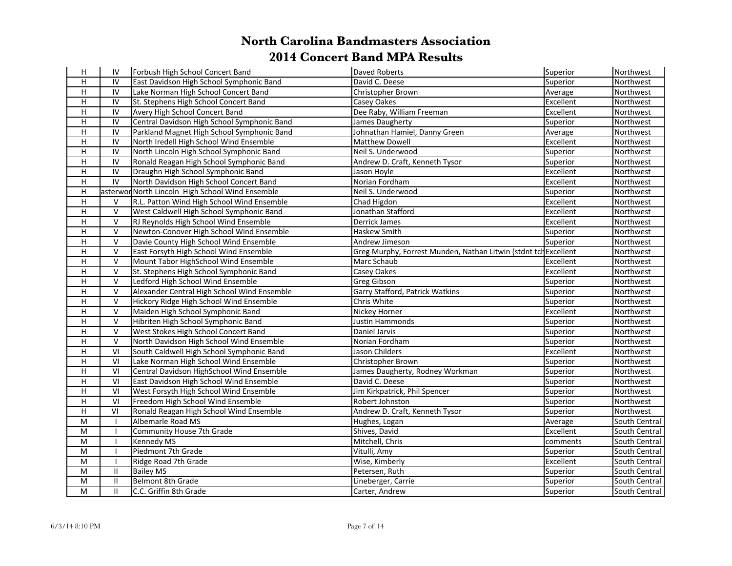# North Carolina Bandmasters Association
## 2014 Concert Band MPA Results

| | | | | | |
|---|---|---|---|---|---|
| H | IV | Forbush High School Concert Band | Daved Roberts | Superior | Northwest |
| H | IV | East Davidson High School Symphonic Band | David C. Deese | Superior | Northwest |
| H | IV | Lake Norman High School Concert Band | Christopher Brown | Average | Northwest |
| H | IV | St. Stephens High School Concert Band | Casey Oakes | Excellent | Northwest |
| H | IV | Avery High School Concert Band | Dee Raby, William Freeman | Excellent | Northwest |
| H | IV | Central Davidson High School Symphonic Band | James Daugherty | Superior | Northwest |
| H | IV | Parkland Magnet High School Symphonic Band | Johnathan Hamiel, Danny Green | Average | Northwest |
| H | IV | North Iredell High School Wind Ensemble | Matthew Dowell | Excellent | Northwest |
| H | IV | North Lincoln High School Symphonic Band | Neil S. Underwood | Superior | Northwest |
| H | IV | Ronald Reagan High School Symphonic Band | Andrew D. Craft, Kenneth Tysor | Superior | Northwest |
| H | IV | Draughn High School Symphonic Band | Jason Hoyle | Excellent | Northwest |
| H | IV | North Davidson High School Concert Band | Norian Fordham | Excellent | Northwest |
| H | asterwor | North Lincoln High School Wind Ensemble | Neil S. Underwood | Superior | Northwest |
| H | V | R.L. Patton Wind High School Wind Ensemble | Chad Higdon | Excellent | Northwest |
| H | V | West Caldwell High School Symphonic Band | Jonathan Stafford | Excellent | Northwest |
| H | V | RJ Reynolds High School Wind Ensemble | Derrick James | Excellent | Northwest |
| H | V | Newton-Conover High School Wind Ensemble | Haskew Smith | Superior | Northwest |
| H | V | Davie County High School Wind Ensemble | Andrew Jimeson | Superior | Northwest |
| H | V | East Forsyth High School Wind Ensemble | Greg Murphy, Forrest Munden, Nathan Litwin (stdnt tch | Excellent | Northwest |
| H | V | Mount Tabor HighSchool Wind Ensemble | Marc Schaub | Excellent | Northwest |
| H | V | St. Stephens High School Symphonic Band | Casey Oakes | Excellent | Northwest |
| H | V | Ledford High School Wind Ensemble | Greg Gibson | Superior | Northwest |
| H | V | Alexander Central High School Wind Ensemble | Garry Stafford, Patrick Watkins | Superior | Northwest |
| H | V | Hickory Ridge High School Wind Ensemble | Chris White | Superior | Northwest |
| H | V | Maiden High School Symphonic Band | Nickey Horner | Excellent | Northwest |
| H | V | Hibriten High School Symphonic Band | Justin Hammonds | Superior | Northwest |
| H | V | West Stokes High School Concert Band | Daniel Jarvis | Superior | Northwest |
| H | V | North Davidson High School Wind Ensemble | Norian Fordham | Superior | Northwest |
| H | VI | South Caldwell High School Symphonic Band | Jason Childers | Excellent | Northwest |
| H | VI | Lake Norman High School Wind Ensemble | Christopher Brown | Superior | Northwest |
| H | VI | Central Davidson HighSchool Wind Ensemble | James Daugherty, Rodney Workman | Superior | Northwest |
| H | VI | East Davidson High School Wind Ensemble | David C. Deese | Superior | Northwest |
| H | VI | West Forsyth High School Wind Ensemble | Jim Kirkpatrick, Phil Spencer | Superior | Northwest |
| H | VI | Freedom High School Wind Ensemble | Robert Johnston | Superior | Northwest |
| H | VI | Ronald Reagan High School Wind Ensemble | Andrew D. Craft, Kenneth Tysor | Superior | Northwest |
| M | I | Albemarle Road MS | Hughes, Logan | Average | South Central |
| M | I | Community House 7th Grade | Shives, David | Excellent | South Central |
| M | I | Kennedy MS | Mitchell, Chris | comments | South Central |
| M | I | Piedmont 7th Grade | Vitulli, Amy | Superior | South Central |
| M | I | Ridge Road 7th Grade | Wise, Kimberly | Excellent | South Central |
| M | II | Bailey MS | Petersen, Ruth | Superior | South Central |
| M | II | Belmont 8th Grade | Lineberger, Carrie | Superior | South Central |
| M | II | C.C. Griffin 8th Grade | Carter, Andrew | Superior | South Central |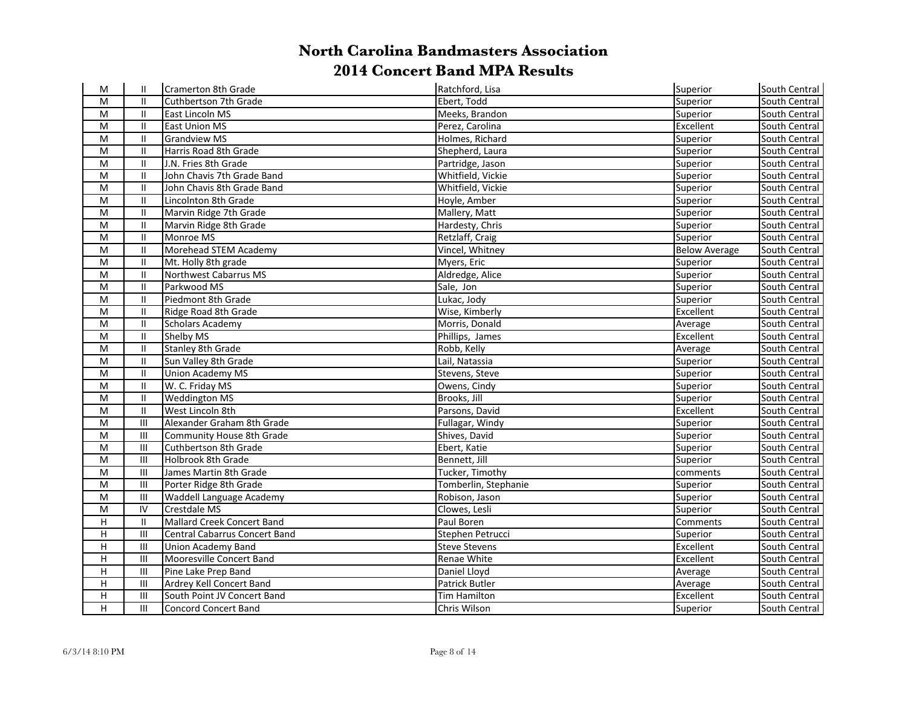# North Carolina Bandmasters Association
## 2014 Concert Band MPA Results

| | | | | | |
|---|---|---|---|---|---|
| M | II | Cramerton 8th Grade | Ratchford, Lisa | Superior | South Central |
| M | II | Cuthbertson 7th Grade | Ebert, Todd | Superior | South Central |
| M | II | East Lincoln MS | Meeks, Brandon | Superior | South Central |
| M | II | East Union MS | Perez, Carolina | Excellent | South Central |
| M | II | Grandview MS | Holmes, Richard | Superior | South Central |
| M | II | Harris Road 8th Grade | Shepherd, Laura | Superior | South Central |
| M | II | J.N. Fries 8th Grade | Partridge, Jason | Superior | South Central |
| M | II | John Chavis 7th Grade Band | Whitfield, Vickie | Superior | South Central |
| M | II | John Chavis 8th Grade Band | Whitfield, Vickie | Superior | South Central |
| M | II | Lincolnton 8th Grade | Hoyle, Amber | Superior | South Central |
| M | II | Marvin Ridge 7th Grade | Mallery, Matt | Superior | South Central |
| M | II | Marvin Ridge 8th Grade | Hardesty, Chris | Superior | South Central |
| M | II | Monroe MS | Retzlaff, Craig | Superior | South Central |
| M | II | Morehead STEM Academy | Vincel, Whitney | Below Average | South Central |
| M | II | Mt. Holly 8th grade | Myers, Eric | Superior | South Central |
| M | II | Northwest Cabarrus MS | Aldredge, Alice | Superior | South Central |
| M | II | Parkwood MS | Sale, Jon | Superior | South Central |
| M | II | Piedmont 8th Grade | Lukac, Jody | Superior | South Central |
| M | II | Ridge Road 8th Grade | Wise, Kimberly | Excellent | South Central |
| M | II | Scholars Academy | Morris, Donald | Average | South Central |
| M | II | Shelby MS | Phillips, James | Excellent | South Central |
| M | II | Stanley 8th Grade | Robb, Kelly | Average | South Central |
| M | II | Sun Valley 8th Grade | Lail, Natassia | Superior | South Central |
| M | II | Union Academy MS | Stevens, Steve | Superior | South Central |
| M | II | W. C. Friday MS | Owens, Cindy | Superior | South Central |
| M | II | Weddington MS | Brooks, Jill | Superior | South Central |
| M | II | West Lincoln 8th | Parsons, David | Excellent | South Central |
| M | III | Alexander Graham 8th Grade | Fullagar, Windy | Superior | South Central |
| M | III | Community House 8th Grade | Shives, David | Superior | South Central |
| M | III | Cuthbertson 8th Grade | Ebert, Katie | Superior | South Central |
| M | III | Holbrook 8th Grade | Bennett, Jill | Superior | South Central |
| M | III | James Martin 8th Grade | Tucker, Timothy | comments | South Central |
| M | III | Porter Ridge 8th Grade | Tomberlin, Stephanie | Superior | South Central |
| M | III | Waddell Language Academy | Robison, Jason | Superior | South Central |
| M | IV | Crestdale MS | Clowes, Lesli | Superior | South Central |
| H | II | Mallard Creek Concert Band | Paul Boren | Comments | South Central |
| H | III | Central Cabarrus Concert Band | Stephen Petrucci | Superior | South Central |
| H | III | Union Academy Band | Steve Stevens | Excellent | South Central |
| H | III | Mooresville Concert Band | Renae White | Excellent | South Central |
| H | III | Pine Lake Prep Band | Daniel Lloyd | Average | South Central |
| H | III | Ardrey Kell Concert Band | Patrick Butler | Average | South Central |
| H | III | South Point JV Concert Band | Tim Hamilton | Excellent | South Central |
| H | III | Concord Concert Band | Chris Wilson | Superior | South Central |

6/3/14 8:10 PM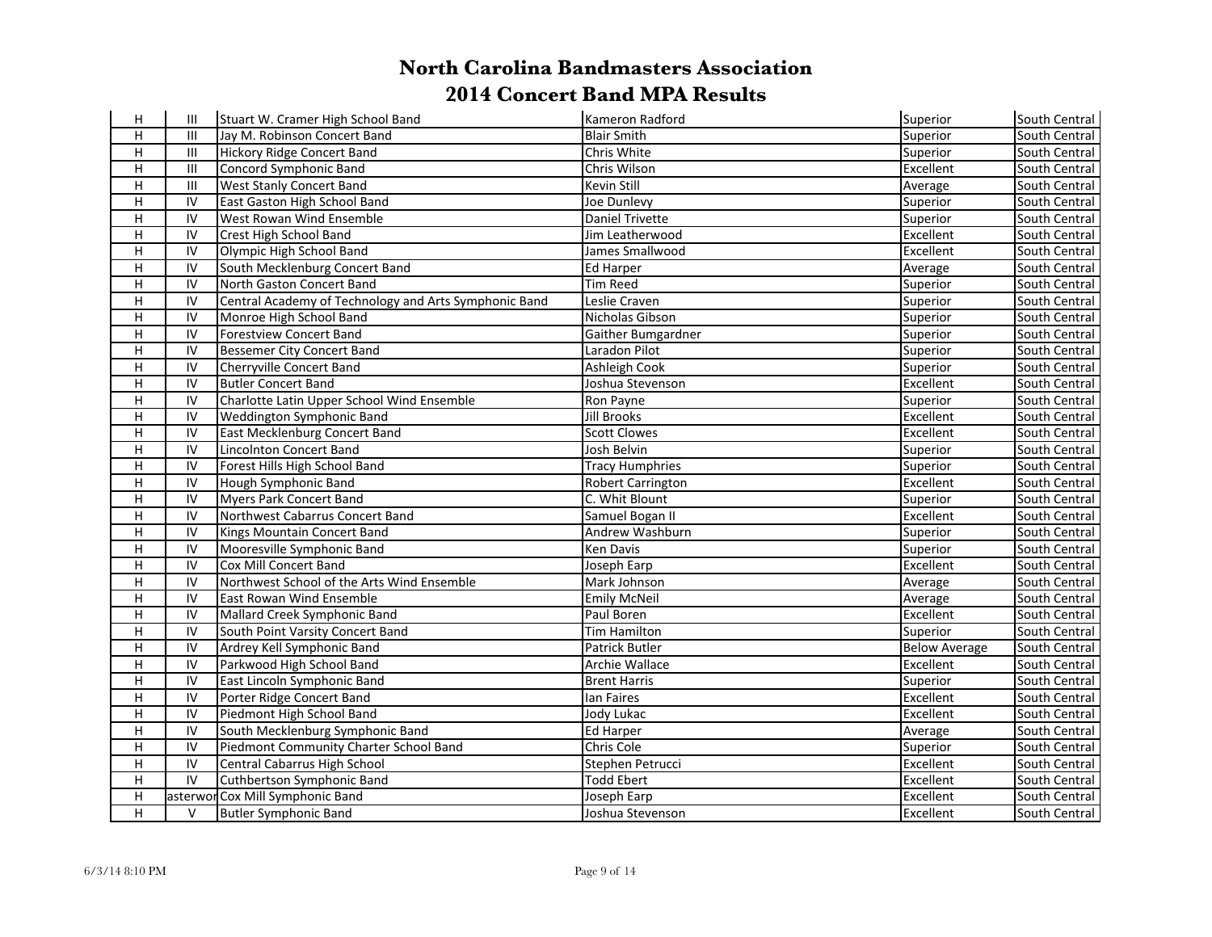# North Carolina Bandmasters Association

## 2014 Concert Band MPA Results

| | | | | | |
|---|---|---|---|---|---|
| H | III | Stuart W. Cramer High School Band | Kameron Radford | Superior | South Central |
| H | III | Jay M. Robinson Concert Band | Blair Smith | Superior | South Central |
| H | III | Hickory Ridge Concert Band | Chris White | Superior | South Central |
| H | III | Concord Symphonic Band | Chris Wilson | Excellent | South Central |
| H | III | West Stanly Concert Band | Kevin Still | Average | South Central |
| H | IV | East Gaston High School Band | Joe Dunlevy | Superior | South Central |
| H | IV | West Rowan Wind Ensemble | Daniel Trivette | Superior | South Central |
| H | IV | Crest High School Band | Jim Leatherwood | Excellent | South Central |
| H | IV | Olympic High School Band | James Smallwood | Excellent | South Central |
| H | IV | South Mecklenburg Concert Band | Ed Harper | Average | South Central |
| H | IV | North Gaston Concert Band | Tim Reed | Superior | South Central |
| H | IV | Central Academy of Technology and Arts Symphonic Band | Leslie Craven | Superior | South Central |
| H | IV | Monroe High School Band | Nicholas Gibson | Superior | South Central |
| H | IV | Forestview Concert Band | Gaither Bumgardner | Superior | South Central |
| H | IV | Bessemer City Concert Band | Laradon Pilot | Superior | South Central |
| H | IV | Cherryville Concert Band | Ashleigh Cook | Superior | South Central |
| H | IV | Butler Concert Band | Joshua Stevenson | Excellent | South Central |
| H | IV | Charlotte Latin Upper School Wind Ensemble | Ron Payne | Superior | South Central |
| H | IV | Weddington Symphonic Band | Jill Brooks | Excellent | South Central |
| H | IV | East Mecklenburg Concert Band | Scott Clowes | Excellent | South Central |
| H | IV | Lincolnton Concert Band | Josh Belvin | Superior | South Central |
| H | IV | Forest Hills High School Band | Tracy Humphries | Superior | South Central |
| H | IV | Hough Symphonic Band | Robert Carrington | Excellent | South Central |
| H | IV | Myers Park Concert Band | C. Whit Blount | Superior | South Central |
| H | IV | Northwest Cabarrus Concert Band | Samuel Bogan II | Excellent | South Central |
| H | IV | Kings Mountain Concert Band | Andrew Washburn | Superior | South Central |
| H | IV | Mooresville Symphonic Band | Ken Davis | Superior | South Central |
| H | IV | Cox Mill Concert Band | Joseph Earp | Excellent | South Central |
| H | IV | Northwest School of the Arts Wind Ensemble | Mark Johnson | Average | South Central |
| H | IV | East Rowan Wind Ensemble | Emily McNeil | Average | South Central |
| H | IV | Mallard Creek Symphonic Band | Paul Boren | Excellent | South Central |
| H | IV | South Point Varsity Concert Band | Tim Hamilton | Superior | South Central |
| H | IV | Ardrey Kell Symphonic Band | Patrick Butler | Below Average | South Central |
| H | IV | Parkwood High School Band | Archie Wallace | Excellent | South Central |
| H | IV | East Lincoln Symphonic Band | Brent Harris | Superior | South Central |
| H | IV | Porter Ridge Concert Band | Ian Faires | Excellent | South Central |
| H | IV | Piedmont High School Band | Jody Lukac | Excellent | South Central |
| H | IV | South Mecklenburg Symphonic Band | Ed Harper | Average | South Central |
| H | IV | Piedmont Community Charter School Band | Chris Cole | Superior | South Central |
| H | IV | Central Cabarrus High School | Stephen Petrucci | Excellent | South Central |
| H | IV | Cuthbertson Symphonic Band | Todd Ebert | Excellent | South Central |
| H | asterwor | Cox Mill Symphonic Band | Joseph Earp | Excellent | South Central |
| H | V | Butler Symphonic Band | Joshua Stevenson | Excellent | South Central |

6/3/14 8:10 PM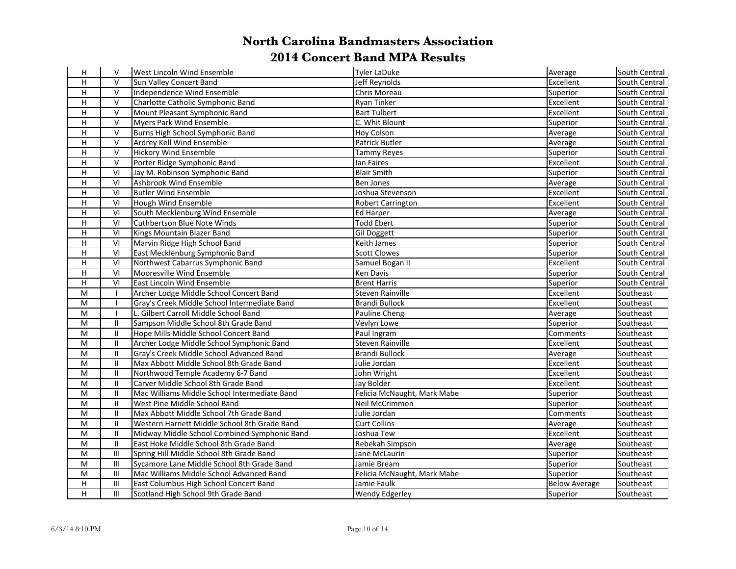# North Carolina Bandmasters Association
## 2014 Concert Band MPA Results

| | | | | | |
|---|---|---|---|---|---|
| H | V | West Lincoln Wind Ensemble | Tyler LaDuke | Average | South Central |
| H | V | Sun Valley Concert Band | Jeff Reynolds | Excellent | South Central |
| H | V | Independence Wind Ensemble | Chris Moreau | Superior | South Central |
| H | V | Charlotte Catholic Symphonic Band | Ryan Tinker | Excellent | South Central |
| H | V | Mount Pleasant Symphonic Band | Bart Tulbert | Excellent | South Central |
| H | V | Myers Park Wind Ensemble | C. Whit Blount | Superior | South Central |
| H | V | Burns High School Symphonic Band | Hoy Colson | Average | South Central |
| H | V | Ardrey Kell Wind Ensemble | Patrick Butler | Average | South Central |
| H | V | Hickory Wind Ensemble | Tammy Reyes | Superior | South Central |
| H | V | Porter Ridge Symphonic Band | Ian Faires | Excellent | South Central |
| H | VI | Jay M. Robinson Symphonic Band | Blair Smith | Superior | South Central |
| H | VI | Ashbrook Wind Ensemble | Ben Jones | Average | South Central |
| H | VI | Butler Wind Ensemble | Joshua Stevenson | Excellent | South Central |
| H | VI | Hough Wind Ensemble | Robert Carrington | Excellent | South Central |
| H | VI | South Mecklenburg Wind Ensemble | Ed Harper | Average | South Central |
| H | VI | Cuthbertson Blue Note Winds | Todd Ebert | Superior | South Central |
| H | VI | Kings Mountain Blazer Band | Gil Doggett | Superior | South Central |
| H | VI | Marvin Ridge High School Band | Keith James | Superior | South Central |
| H | VI | East Mecklenburg Symphonic Band | Scott Clowes | Superior | South Central |
| H | VI | Northwest Cabarrus Symphonic Band | Samuel Bogan II | Excellent | South Central |
| H | VI | Mooresville Wind Ensemble | Ken Davis | Superior | South Central |
| H | VI | East Lincoln Wind Ensemble | Brent Harris | Superior | South Central |
| M | I | Archer Lodge Middle School Concert Band | Steven Rainville | Excellent | Southeast |
| M | I | Gray's Creek Middle School Intermediate Band | Brandi Bullock | Excellent | Southeast |
| M | I | L. Gilbert Carroll Middle School Band | Pauline Cheng | Average | Southeast |
| M | II | Sampson Middle School 8th Grade Band | Vevlyn Lowe | Superior | Southeast |
| M | II | Hope Mills Middle School Concert Band | Paul Ingram | Comments | Southeast |
| M | II | Archer Lodge Middle School Symphonic Band | Steven Rainville | Excellent | Southeast |
| M | II | Gray's Creek Middle School Advanced Band | Brandi Bullock | Average | Southeast |
| M | II | Max Abbott Middle School 8th Grade Band | Julie Jordan | Excellent | Southeast |
| M | II | Northwood Temple Academy 6-7 Band | John Wright | Excellent | Southeast |
| M | II | Carver Middle School 8th Grade Band | Jay Bolder | Excellent | Southeast |
| M | II | Mac Williams Middle School Intermediate Band | Felicia McNaught, Mark Mabe | Superior | Southeast |
| M | II | West Pine Middle School Band | Neil McCrimmon | Superior | Southeast |
| M | II | Max Abbott Middle School 7th Grade Band | Julie Jordan | Comments | Southeast |
| M | II | Western Harnett Middle School 8th Grade Band | Curt Collins | Average | Southeast |
| M | II | Midway Middle School Combined Symphonic Band | Joshua Tew | Excellent | Southeast |
| M | II | East Hoke Middle School 8th Grade Band | Rebekah Simpson | Average | Southeast |
| M | III | Spring Hill Middle School 8th Grade Band | Jane McLaurin | Superior | Southeast |
| M | III | Sycamore Lane Middle School 8th Grade Band | Jamie Bream | Superior | Southeast |
| M | III | Mac Williams Middle School Advanced Band | Felicia McNaught, Mark Mabe | Superior | Southeast |
| H | III | East Columbus High School Concert Band | Jamie Faulk | Below Average | Southeast |
| H | III | Scotland High School 9th Grade Band | Wendy Edgerley | Superior | Southeast |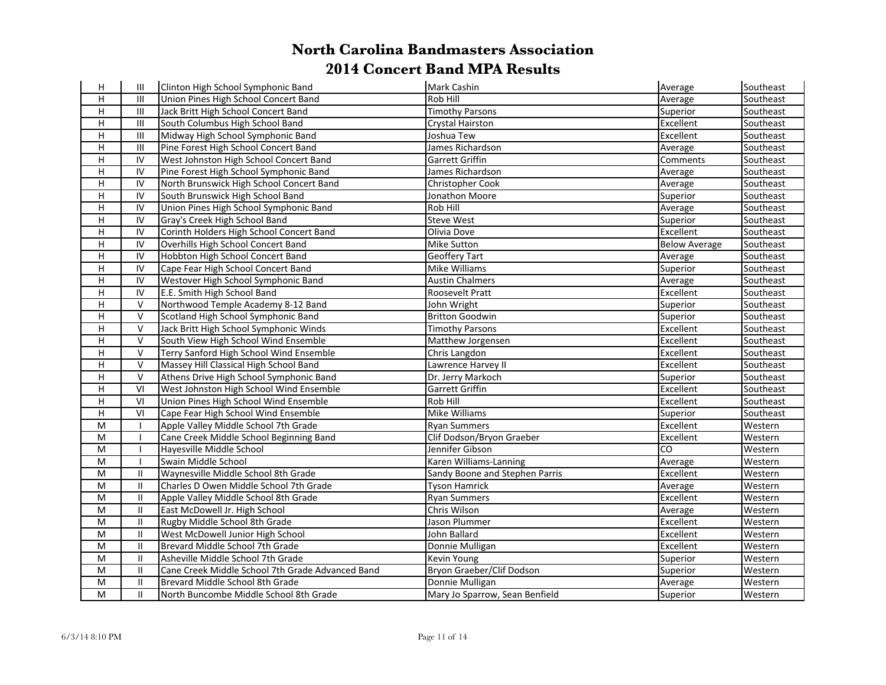# North Carolina Bandmasters Association
## 2014 Concert Band MPA Results

| | | | | | |
|---|---|---|---|---|---|
| H | III | Clinton High School Symphonic Band | Mark Cashin | Average | Southeast |
| H | III | Union Pines High School Concert Band | Rob Hill | Average | Southeast |
| H | III | Jack Britt High School Concert Band | Timothy Parsons | Superior | Southeast |
| H | III | South Columbus High School Band | Crystal Hairston | Excellent | Southeast |
| H | III | Midway High School Symphonic Band | Joshua Tew | Excellent | Southeast |
| H | III | Pine Forest High School Concert Band | James Richardson | Average | Southeast |
| H | IV | West Johnston High School Concert Band | Garrett Griffin | Comments | Southeast |
| H | IV | Pine Forest High School Symphonic Band | James Richardson | Average | Southeast |
| H | IV | North Brunswick High School Concert Band | Christopher Cook | Average | Southeast |
| H | IV | South Brunswick High School Band | Jonathon Moore | Superior | Southeast |
| H | IV | Union Pines High School Symphonic Band | Rob Hill | Average | Southeast |
| H | IV | Gray's Creek High School Band | Steve West | Superior | Southeast |
| H | IV | Corinth Holders High School Concert Band | Olivia Dove | Excellent | Southeast |
| H | IV | Overhills High School Concert Band | Mike Sutton | Below Average | Southeast |
| H | IV | Hobbton High School Concert Band | Geoffery Tart | Average | Southeast |
| H | IV | Cape Fear High School Concert Band | Mike Williams | Superior | Southeast |
| H | IV | Westover High School Symphonic Band | Austin Chalmers | Average | Southeast |
| H | IV | E.E. Smith High School Band | Roosevelt Pratt | Excellent | Southeast |
| H | V | Northwood Temple Academy 8-12 Band | John Wright | Superior | Southeast |
| H | V | Scotland High School Symphonic Band | Britton Goodwin | Superior | Southeast |
| H | V | Jack Britt High School Symphonic Winds | Timothy Parsons | Excellent | Southeast |
| H | V | South View High School Wind Ensemble | Matthew Jorgensen | Excellent | Southeast |
| H | V | Terry Sanford High School Wind Ensemble | Chris Langdon | Excellent | Southeast |
| H | V | Massey Hill Classical High School Band | Lawrence Harvey II | Excellent | Southeast |
| H | V | Athens Drive High School Symphonic Band | Dr. Jerry Markoch | Superior | Southeast |
| H | VI | West Johnston High School Wind Ensemble | Garrett Griffin | Excellent | Southeast |
| H | VI | Union Pines High School Wind Ensemble | Rob Hill | Excellent | Southeast |
| H | VI | Cape Fear High School Wind Ensemble | Mike Williams | Superior | Southeast |
| M | I | Apple Valley Middle School 7th Grade | Ryan Summers | Excellent | Western |
| M | I | Cane Creek Middle School Beginning Band | Clif Dodson/Bryon Graeber | Excellent | Western |
| M | I | Hayesville Middle School | Jennifer Gibson | CO | Western |
| M | I | Swain Middle School | Karen Williams-Lanning | Average | Western |
| M | II | Waynesville Middle School 8th Grade | Sandy Boone and Stephen Parris | Excellent | Western |
| M | II | Charles D Owen Middle School 7th Grade | Tyson Hamrick | Average | Western |
| M | II | Apple Valley Middle School 8th Grade | Ryan Summers | Excellent | Western |
| M | II | East McDowell Jr. High School | Chris Wilson | Average | Western |
| M | II | Rugby Middle School 8th Grade | Jason Plummer | Excellent | Western |
| M | II | West McDowell Junior High School | John Ballard | Excellent | Western |
| M | II | Brevard Middle School 7th Grade | Donnie Mulligan | Excellent | Western |
| M | II | Asheville Middle School 7th Grade | Kevin Young | Superior | Western |
| M | II | Cane Creek Middle School 7th Grade Advanced Band | Bryon Graeber/Clif Dodson | Superior | Western |
| M | II | Brevard Middle School 8th Grade | Donnie Mulligan | Average | Western |
| M | II | North Buncombe Middle School 8th Grade | Mary Jo Sparrow, Sean Benfield | Superior | Western |

6/3/14 8:10 PM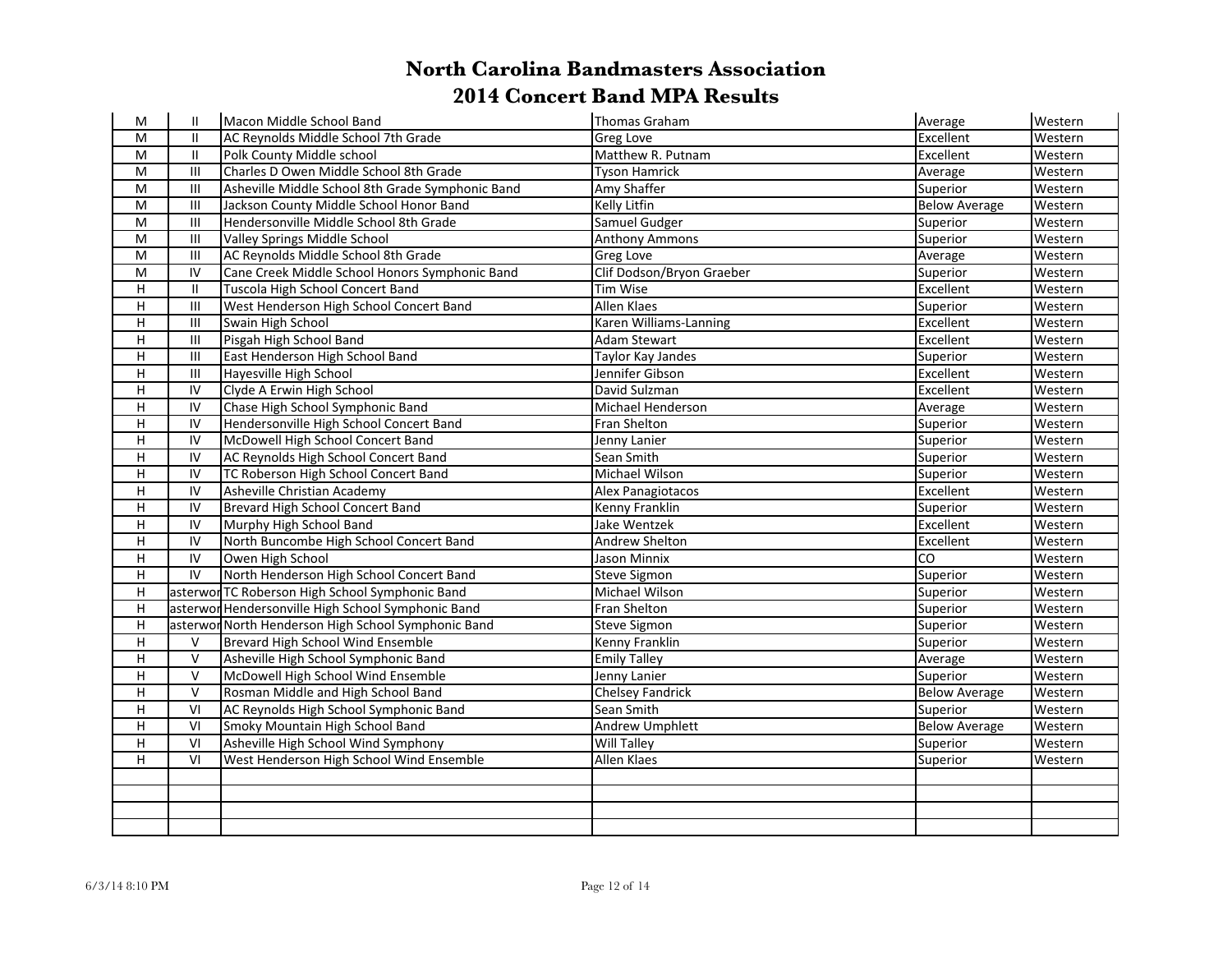# North Carolina Bandmasters Association
## 2014 Concert Band MPA Results

| | | | | | |
|---|---|---|---|---|---|
| M | II | Macon Middle School Band | Thomas Graham | Average | Western |
| M | II | AC Reynolds Middle School 7th Grade | Greg Love | Excellent | Western |
| M | II | Polk County Middle school | Matthew R. Putnam | Excellent | Western |
| M | III | Charles D Owen Middle School 8th Grade | Tyson Hamrick | Average | Western |
| M | III | Asheville Middle School 8th Grade Symphonic Band | Amy Shaffer | Superior | Western |
| M | III | Jackson County Middle School Honor Band | Kelly Litfin | Below Average | Western |
| M | III | Hendersonville Middle School 8th Grade | Samuel Gudger | Superior | Western |
| M | III | Valley Springs Middle School | Anthony Ammons | Superior | Western |
| M | III | AC Reynolds Middle School 8th Grade | Greg Love | Average | Western |
| M | IV | Cane Creek Middle School Honors Symphonic Band | Clif Dodson/Bryon Graeber | Superior | Western |
| H | II | Tuscola High School Concert Band | Tim Wise | Excellent | Western |
| H | III | West Henderson High School Concert Band | Allen Klaes | Superior | Western |
| H | III | Swain High School | Karen Williams-Lanning | Excellent | Western |
| H | III | Pisgah High School Band | Adam Stewart | Excellent | Western |
| H | III | East Henderson High School Band | Taylor Kay Jandes | Superior | Western |
| H | III | Hayesville High School | Jennifer Gibson | Excellent | Western |
| H | IV | Clyde A Erwin High School | David Sulzman | Excellent | Western |
| H | IV | Chase High School Symphonic Band | Michael Henderson | Average | Western |
| H | IV | Hendersonville High School Concert Band | Fran Shelton | Superior | Western |
| H | IV | McDowell High School Concert Band | Jenny Lanier | Superior | Western |
| H | IV | AC Reynolds High School Concert Band | Sean Smith | Superior | Western |
| H | IV | TC Roberson High School Concert Band | Michael Wilson | Superior | Western |
| H | IV | Asheville Christian Academy | Alex Panagiotacos | Excellent | Western |
| H | IV | Brevard High School Concert Band | Kenny Franklin | Superior | Western |
| H | IV | Murphy High School Band | Jake Wentzek | Excellent | Western |
| H | IV | North Buncombe High School Concert Band | Andrew Shelton | Excellent | Western |
| H | IV | Owen High School | Jason Minnix | CO | Western |
| H | IV | North Henderson High School Concert Band | Steve Sigmon | Superior | Western |
| H | asterwor | TC Roberson High School Symphonic Band | Michael Wilson | Superior | Western |
| H | asterwor | Hendersonville High School Symphonic Band | Fran Shelton | Superior | Western |
| H | asterwor | North Henderson High School Symphonic Band | Steve Sigmon | Superior | Western |
| H | V | Brevard High School Wind Ensemble | Kenny Franklin | Superior | Western |
| H | V | Asheville High School Symphonic Band | Emily Talley | Average | Western |
| H | V | McDowell High School Wind Ensemble | Jenny Lanier | Superior | Western |
| H | V | Rosman Middle and High School Band | Chelsey Fandrick | Below Average | Western |
| H | VI | AC Reynolds High School Symphonic Band | Sean Smith | Superior | Western |
| H | VI | Smoky Mountain High School Band | Andrew Umphlett | Below Average | Western |
| H | VI | Asheville High School Wind Symphony | Will Talley | Superior | Western |
| H | VI | West Henderson High School Wind Ensemble | Allen Klaes | Superior | Western |
| | | | | | |
| | | | | | |
| | | | | | |
| | | | | | |